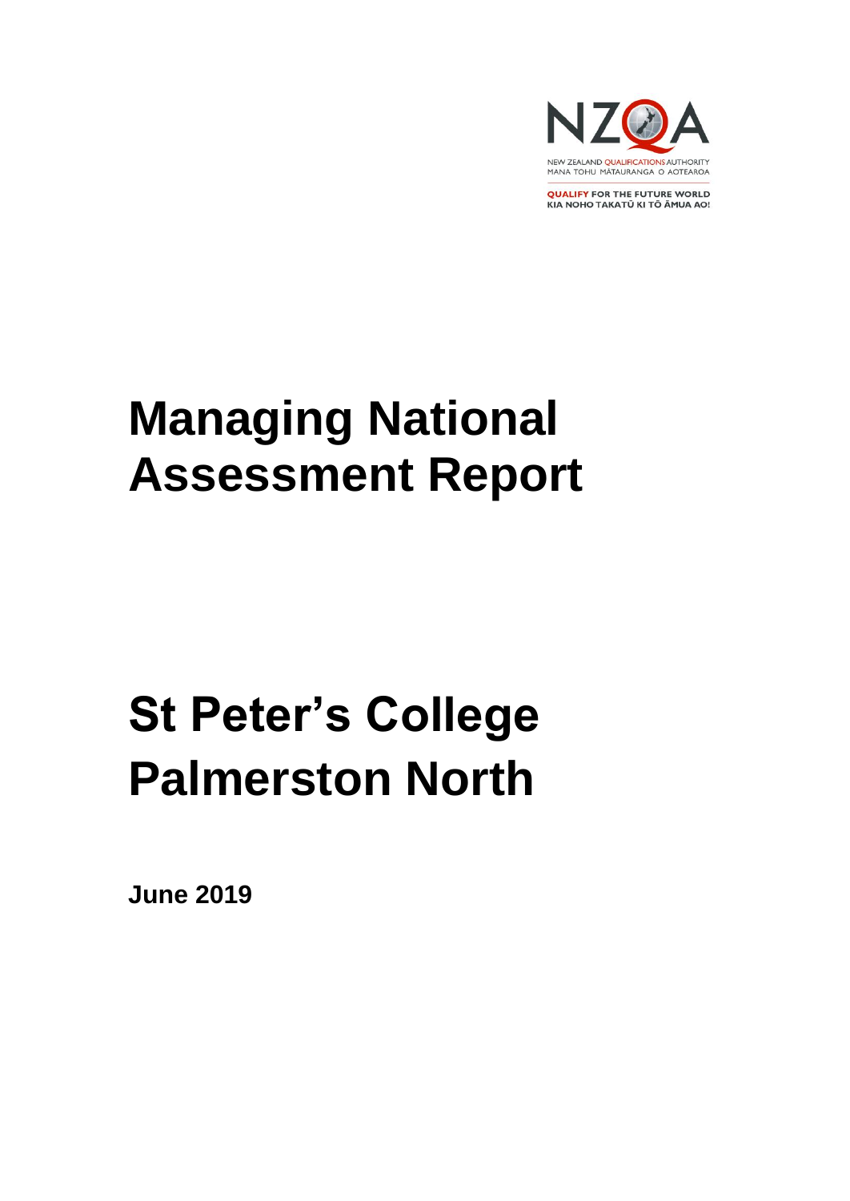NZQA

NEW ZEALAND QUALIFICATIONS AUTHORITY
MANA TOHU MĀTAURANGA O AOTEAROA

QUALIFY FOR THE FUTURE WORLD
KIA NOHO TAKATŪ KI TŌ ĀMUA AO!

# Managing National Assessment Report

# St Peter's College Palmerston North

**June 2019**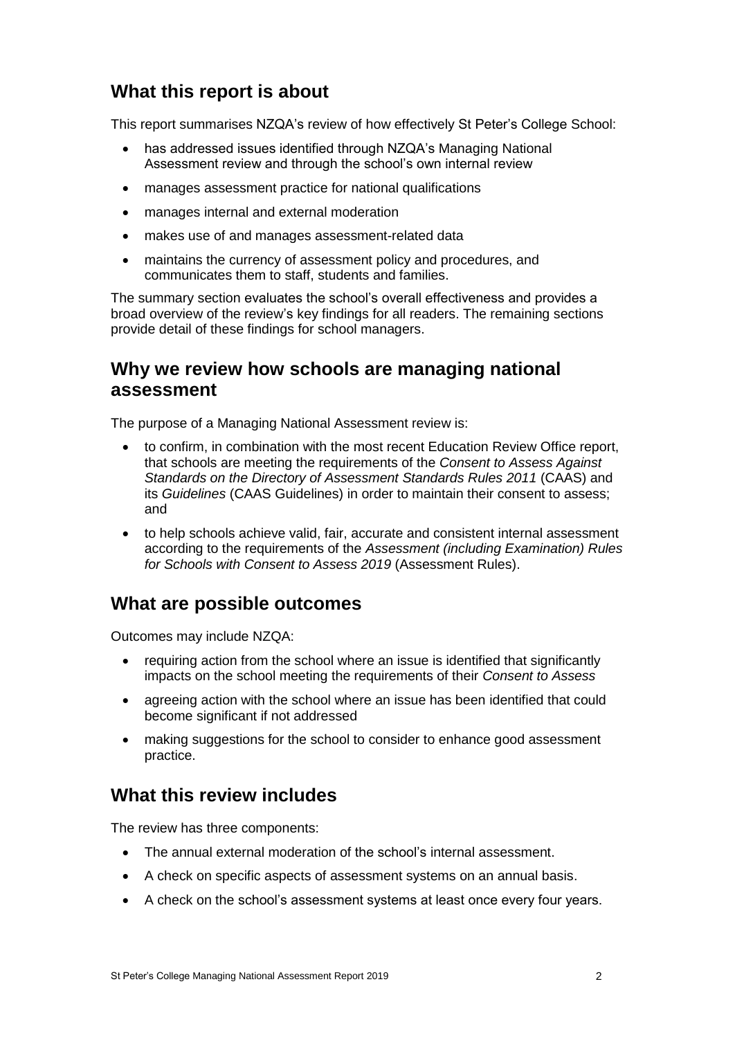## What this report is about

This report summarises NZQA's review of how effectively St Peter's College School:

- has addressed issues identified through NZQA's Managing National Assessment review and through the school's own internal review
- manages assessment practice for national qualifications
- manages internal and external moderation
- makes use of and manages assessment-related data
- maintains the currency of assessment policy and procedures, and communicates them to staff, students and families.

The summary section evaluates the school's overall effectiveness and provides a broad overview of the review's key findings for all readers. The remaining sections provide detail of these findings for school managers.

## Why we review how schools are managing national assessment

The purpose of a Managing National Assessment review is:

- to confirm, in combination with the most recent Education Review Office report, that schools are meeting the requirements of the *Consent to Assess Against Standards on the Directory of Assessment Standards Rules 2011* (CAAS) and its *Guidelines* (CAAS Guidelines) in order to maintain their consent to assess; and
- to help schools achieve valid, fair, accurate and consistent internal assessment according to the requirements of the *Assessment (including Examination) Rules for Schools with Consent to Assess 2019* (Assessment Rules).

## What are possible outcomes

Outcomes may include NZQA:

- requiring action from the school where an issue is identified that significantly impacts on the school meeting the requirements of their *Consent to Assess*
- agreeing action with the school where an issue has been identified that could become significant if not addressed
- making suggestions for the school to consider to enhance good assessment practice.

## What this review includes

The review has three components:

- The annual external moderation of the school's internal assessment.
- A check on specific aspects of assessment systems on an annual basis.
- A check on the school's assessment systems at least once every four years.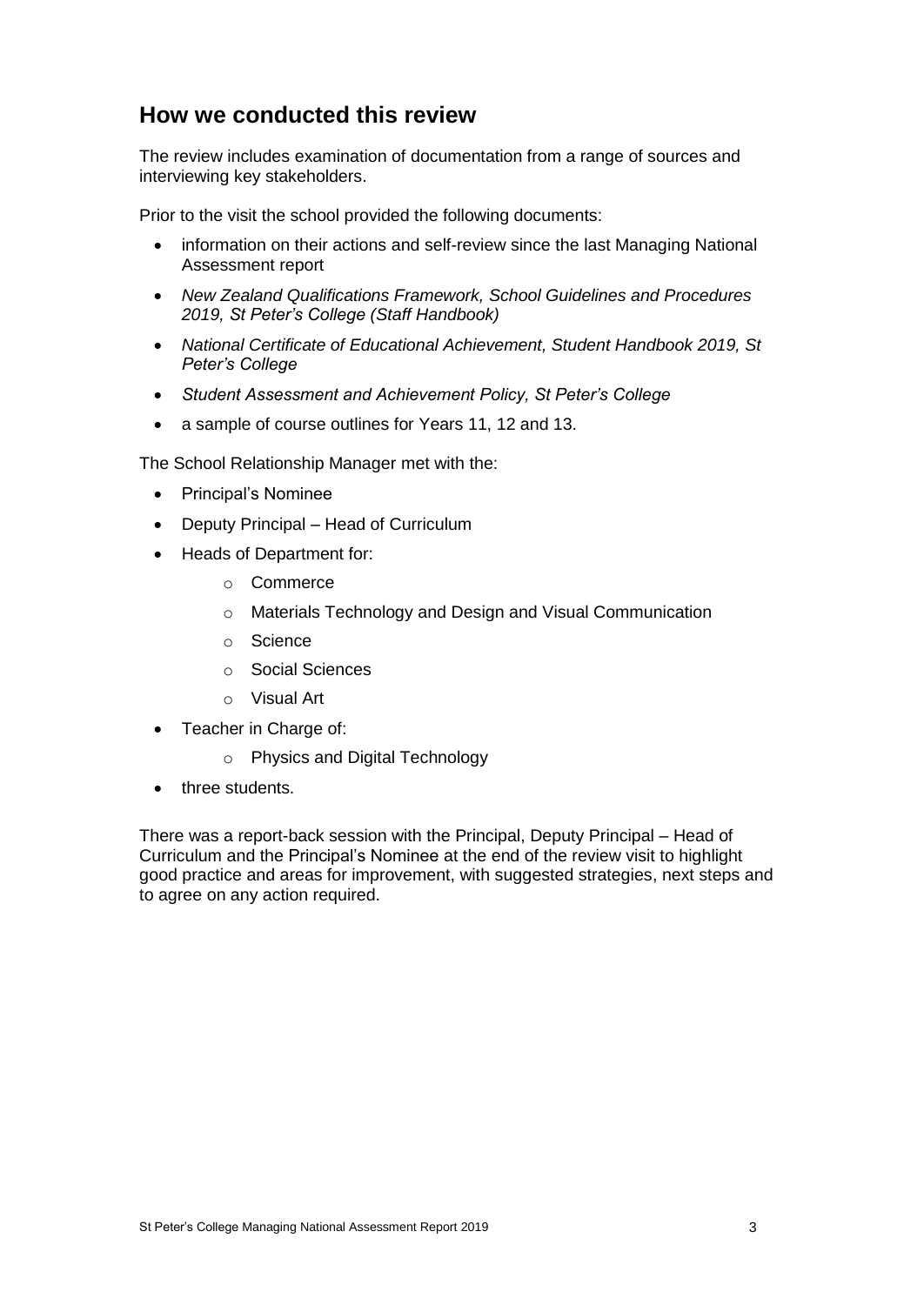## How we conducted this review

The review includes examination of documentation from a range of sources and interviewing key stakeholders.

Prior to the visit the school provided the following documents:

- information on their actions and self-review since the last Managing National Assessment report
- *New Zealand Qualifications Framework, School Guidelines and Procedures 2019, St Peter's College (Staff Handbook)*
- *National Certificate of Educational Achievement, Student Handbook 2019, St Peter's College*
- *Student Assessment and Achievement Policy, St Peter's College*
- a sample of course outlines for Years 11, 12 and 13.

The School Relationship Manager met with the:

- Principal's Nominee
- Deputy Principal – Head of Curriculum
- Heads of Department for:
  - Commerce
  - Materials Technology and Design and Visual Communication
  - Science
  - Social Sciences
  - Visual Art
- Teacher in Charge of:
  - Physics and Digital Technology
- three students.

There was a report-back session with the Principal, Deputy Principal – Head of Curriculum and the Principal's Nominee at the end of the review visit to highlight good practice and areas for improvement, with suggested strategies, next steps and to agree on any action required.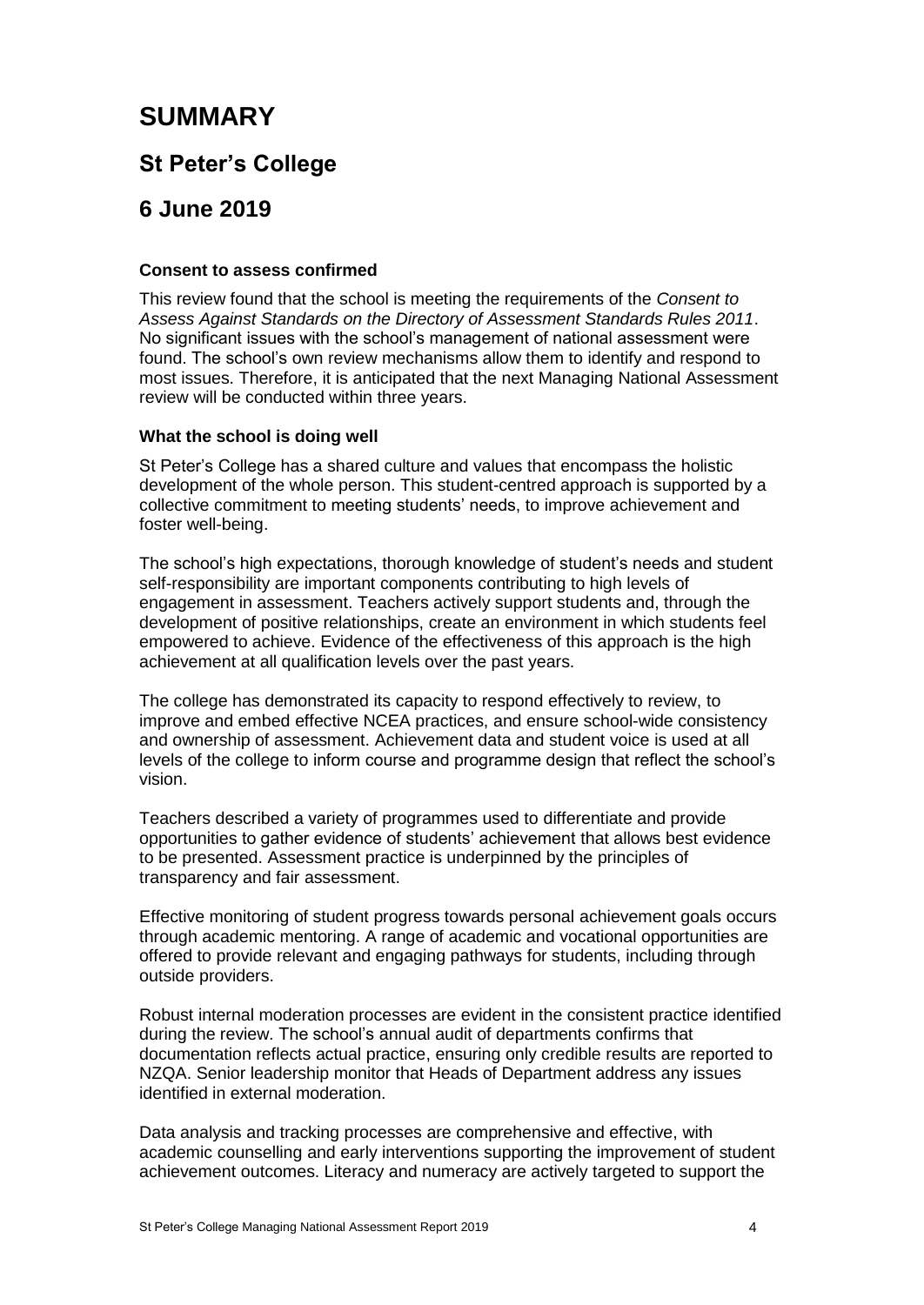# SUMMARY

## St Peter's College

## 6 June 2019

**Consent to assess confirmed**

This review found that the school is meeting the requirements of the *Consent to Assess Against Standards on the Directory of Assessment Standards Rules 2011*. No significant issues with the school's management of national assessment were found. The school's own review mechanisms allow them to identify and respond to most issues. Therefore, it is anticipated that the next Managing National Assessment review will be conducted within three years.

**What the school is doing well**

St Peter's College has a shared culture and values that encompass the holistic development of the whole person. This student-centred approach is supported by a collective commitment to meeting students' needs, to improve achievement and foster well-being.

The school's high expectations, thorough knowledge of student's needs and student self-responsibility are important components contributing to high levels of engagement in assessment. Teachers actively support students and, through the development of positive relationships, create an environment in which students feel empowered to achieve. Evidence of the effectiveness of this approach is the high achievement at all qualification levels over the past years.

The college has demonstrated its capacity to respond effectively to review, to improve and embed effective NCEA practices, and ensure school-wide consistency and ownership of assessment. Achievement data and student voice is used at all levels of the college to inform course and programme design that reflect the school's vision.

Teachers described a variety of programmes used to differentiate and provide opportunities to gather evidence of students' achievement that allows best evidence to be presented. Assessment practice is underpinned by the principles of transparency and fair assessment.

Effective monitoring of student progress towards personal achievement goals occurs through academic mentoring. A range of academic and vocational opportunities are offered to provide relevant and engaging pathways for students, including through outside providers.

Robust internal moderation processes are evident in the consistent practice identified during the review. The school's annual audit of departments confirms that documentation reflects actual practice, ensuring only credible results are reported to NZQA. Senior leadership monitor that Heads of Department address any issues identified in external moderation.

Data analysis and tracking processes are comprehensive and effective, with academic counselling and early interventions supporting the improvement of student achievement outcomes. Literacy and numeracy are actively targeted to support the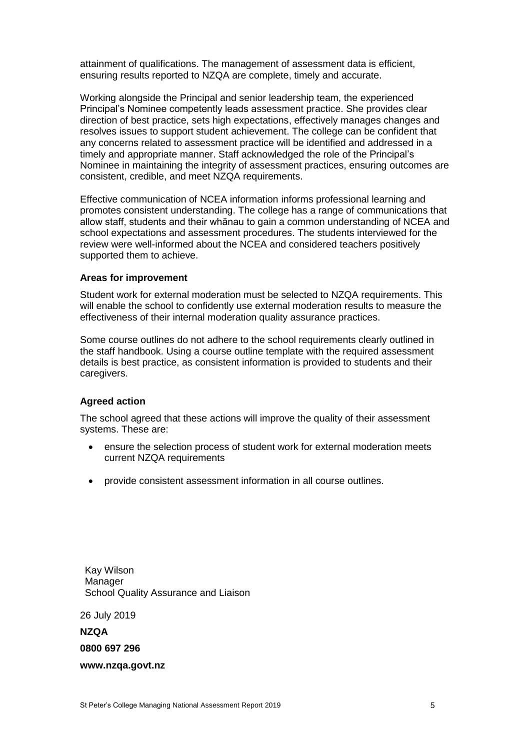attainment of qualifications. The management of assessment data is efficient, ensuring results reported to NZQA are complete, timely and accurate.

Working alongside the Principal and senior leadership team, the experienced Principal's Nominee competently leads assessment practice. She provides clear direction of best practice, sets high expectations, effectively manages changes and resolves issues to support student achievement. The college can be confident that any concerns related to assessment practice will be identified and addressed in a timely and appropriate manner. Staff acknowledged the role of the Principal's Nominee in maintaining the integrity of assessment practices, ensuring outcomes are consistent, credible, and meet NZQA requirements.

Effective communication of NCEA information informs professional learning and promotes consistent understanding. The college has a range of communications that allow staff, students and their whānau to gain a common understanding of NCEA and school expectations and assessment procedures. The students interviewed for the review were well-informed about the NCEA and considered teachers positively supported them to achieve.

**Areas for improvement**

Student work for external moderation must be selected to NZQA requirements. This will enable the school to confidently use external moderation results to measure the effectiveness of their internal moderation quality assurance practices.

Some course outlines do not adhere to the school requirements clearly outlined in the staff handbook. Using a course outline template with the required assessment details is best practice, as consistent information is provided to students and their caregivers.

**Agreed action**

The school agreed that these actions will improve the quality of their assessment systems. These are:

- ensure the selection process of student work for external moderation meets current NZQA requirements
- provide consistent assessment information in all course outlines.

Kay Wilson
Manager
School Quality Assurance and Liaison

26 July 2019

**NZQA**

**0800 697 296**

**www.nzqa.govt.nz**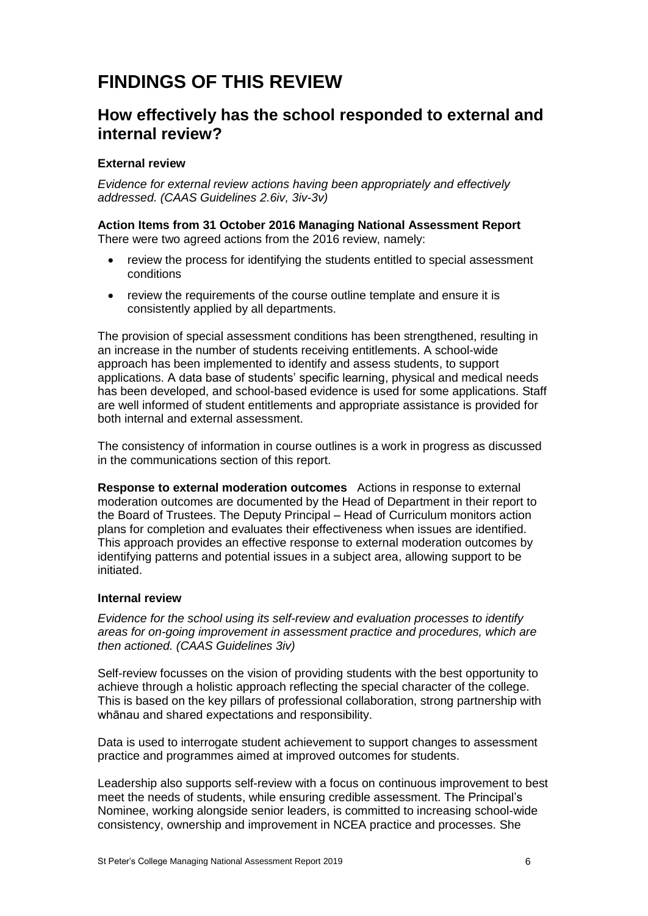# FINDINGS OF THIS REVIEW

## How effectively has the school responded to external and internal review?

### External review

*Evidence for external review actions having been appropriately and effectively addressed. (CAAS Guidelines 2.6iv, 3iv-3v)*

**Action Items from 31 October 2016 Managing National Assessment Report**
There were two agreed actions from the 2016 review, namely:

- review the process for identifying the students entitled to special assessment conditions
- review the requirements of the course outline template and ensure it is consistently applied by all departments.

The provision of special assessment conditions has been strengthened, resulting in an increase in the number of students receiving entitlements. A school-wide approach has been implemented to identify and assess students, to support applications. A data base of students' specific learning, physical and medical needs has been developed, and school-based evidence is used for some applications. Staff are well informed of student entitlements and appropriate assistance is provided for both internal and external assessment.

The consistency of information in course outlines is a work in progress as discussed in the communications section of this report.

**Response to external moderation outcomes** Actions in response to external moderation outcomes are documented by the Head of Department in their report to the Board of Trustees. The Deputy Principal – Head of Curriculum monitors action plans for completion and evaluates their effectiveness when issues are identified. This approach provides an effective response to external moderation outcomes by identifying patterns and potential issues in a subject area, allowing support to be initiated.

### Internal review

*Evidence for the school using its self-review and evaluation processes to identify areas for on-going improvement in assessment practice and procedures, which are then actioned. (CAAS Guidelines 3iv)*

Self-review focusses on the vision of providing students with the best opportunity to achieve through a holistic approach reflecting the special character of the college. This is based on the key pillars of professional collaboration, strong partnership with whānau and shared expectations and responsibility.

Data is used to interrogate student achievement to support changes to assessment practice and programmes aimed at improved outcomes for students.

Leadership also supports self-review with a focus on continuous improvement to best meet the needs of students, while ensuring credible assessment. The Principal's Nominee, working alongside senior leaders, is committed to increasing school-wide consistency, ownership and improvement in NCEA practice and processes. She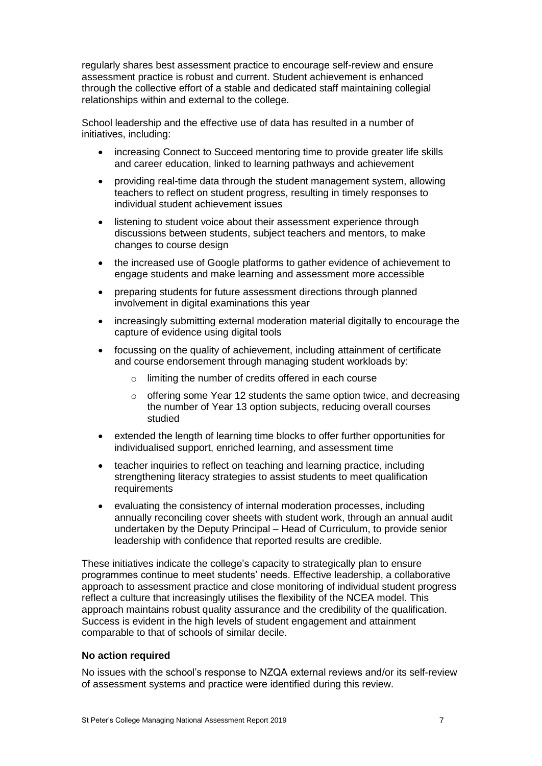regularly shares best assessment practice to encourage self-review and ensure assessment practice is robust and current. Student achievement is enhanced through the collective effort of a stable and dedicated staff maintaining collegial relationships within and external to the college.

School leadership and the effective use of data has resulted in a number of initiatives, including:

- increasing Connect to Succeed mentoring time to provide greater life skills and career education, linked to learning pathways and achievement
- providing real-time data through the student management system, allowing teachers to reflect on student progress, resulting in timely responses to individual student achievement issues
- listening to student voice about their assessment experience through discussions between students, subject teachers and mentors, to make changes to course design
- the increased use of Google platforms to gather evidence of achievement to engage students and make learning and assessment more accessible
- preparing students for future assessment directions through planned involvement in digital examinations this year
- increasingly submitting external moderation material digitally to encourage the capture of evidence using digital tools
- focussing on the quality of achievement, including attainment of certificate and course endorsement through managing student workloads by:
  - limiting the number of credits offered in each course
  - offering some Year 12 students the same option twice, and decreasing the number of Year 13 option subjects, reducing overall courses studied
- extended the length of learning time blocks to offer further opportunities for individualised support, enriched learning, and assessment time
- teacher inquiries to reflect on teaching and learning practice, including strengthening literacy strategies to assist students to meet qualification requirements
- evaluating the consistency of internal moderation processes, including annually reconciling cover sheets with student work, through an annual audit undertaken by the Deputy Principal – Head of Curriculum, to provide senior leadership with confidence that reported results are credible.

These initiatives indicate the college's capacity to strategically plan to ensure programmes continue to meet students' needs. Effective leadership, a collaborative approach to assessment practice and close monitoring of individual student progress reflect a culture that increasingly utilises the flexibility of the NCEA model. This approach maintains robust quality assurance and the credibility of the qualification. Success is evident in the high levels of student engagement and attainment comparable to that of schools of similar decile.

**No action required**

No issues with the school's response to NZQA external reviews and/or its self-review of assessment systems and practice were identified during this review.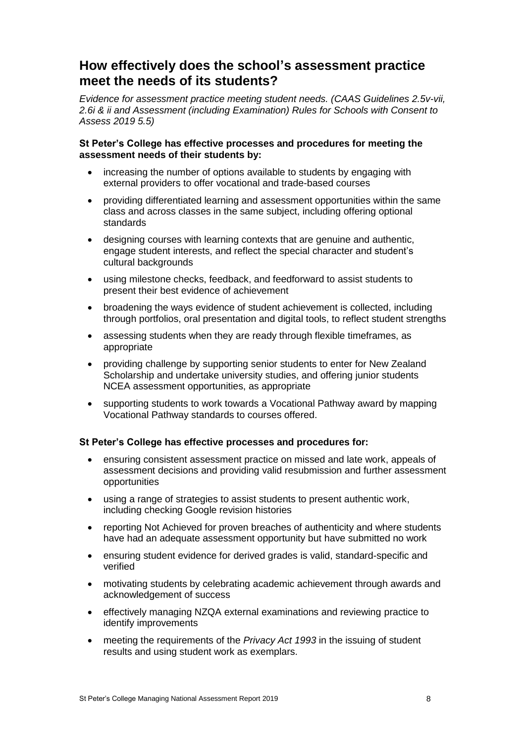## How effectively does the school's assessment practice meet the needs of its students?

*Evidence for assessment practice meeting student needs. (CAAS Guidelines 2.5v-vii, 2.6i & ii and Assessment (including Examination) Rules for Schools with Consent to Assess 2019 5.5)*

**St Peter's College has effective processes and procedures for meeting the assessment needs of their students by:**

- increasing the number of options available to students by engaging with external providers to offer vocational and trade-based courses
- providing differentiated learning and assessment opportunities within the same class and across classes in the same subject, including offering optional standards
- designing courses with learning contexts that are genuine and authentic, engage student interests, and reflect the special character and student's cultural backgrounds
- using milestone checks, feedback, and feedforward to assist students to present their best evidence of achievement
- broadening the ways evidence of student achievement is collected, including through portfolios, oral presentation and digital tools, to reflect student strengths
- assessing students when they are ready through flexible timeframes, as appropriate
- providing challenge by supporting senior students to enter for New Zealand Scholarship and undertake university studies, and offering junior students NCEA assessment opportunities, as appropriate
- supporting students to work towards a Vocational Pathway award by mapping Vocational Pathway standards to courses offered.

**St Peter's College has effective processes and procedures for:**

- ensuring consistent assessment practice on missed and late work, appeals of assessment decisions and providing valid resubmission and further assessment opportunities
- using a range of strategies to assist students to present authentic work, including checking Google revision histories
- reporting Not Achieved for proven breaches of authenticity and where students have had an adequate assessment opportunity but have submitted no work
- ensuring student evidence for derived grades is valid, standard-specific and verified
- motivating students by celebrating academic achievement through awards and acknowledgement of success
- effectively managing NZQA external examinations and reviewing practice to identify improvements
- meeting the requirements of the *Privacy Act 1993* in the issuing of student results and using student work as exemplars.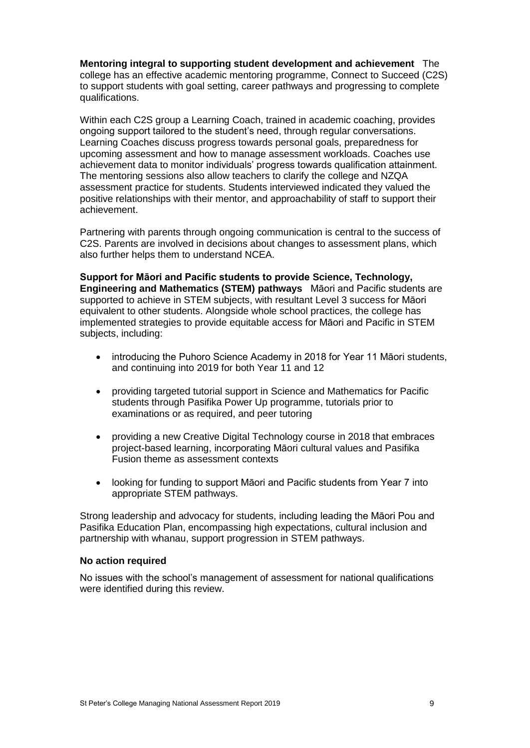**Mentoring integral to supporting student development and achievement** The college has an effective academic mentoring programme, Connect to Succeed (C2S) to support students with goal setting, career pathways and progressing to complete qualifications.

Within each C2S group a Learning Coach, trained in academic coaching, provides ongoing support tailored to the student's need, through regular conversations. Learning Coaches discuss progress towards personal goals, preparedness for upcoming assessment and how to manage assessment workloads. Coaches use achievement data to monitor individuals' progress towards qualification attainment. The mentoring sessions also allow teachers to clarify the college and NZQA assessment practice for students. Students interviewed indicated they valued the positive relationships with their mentor, and approachability of staff to support their achievement.

Partnering with parents through ongoing communication is central to the success of C2S. Parents are involved in decisions about changes to assessment plans, which also further helps them to understand NCEA.

**Support for Māori and Pacific students to provide Science, Technology, Engineering and Mathematics (STEM) pathways** Māori and Pacific students are supported to achieve in STEM subjects, with resultant Level 3 success for Māori equivalent to other students. Alongside whole school practices, the college has implemented strategies to provide equitable access for Māori and Pacific in STEM subjects, including:

- introducing the Puhoro Science Academy in 2018 for Year 11 Māori students, and continuing into 2019 for both Year 11 and 12
- providing targeted tutorial support in Science and Mathematics for Pacific students through Pasifika Power Up programme, tutorials prior to examinations or as required, and peer tutoring
- providing a new Creative Digital Technology course in 2018 that embraces project-based learning, incorporating Māori cultural values and Pasifika Fusion theme as assessment contexts
- looking for funding to support Māori and Pacific students from Year 7 into appropriate STEM pathways.

Strong leadership and advocacy for students, including leading the Māori Pou and Pasifika Education Plan, encompassing high expectations, cultural inclusion and partnership with whanau, support progression in STEM pathways.

**No action required**

No issues with the school's management of assessment for national qualifications were identified during this review.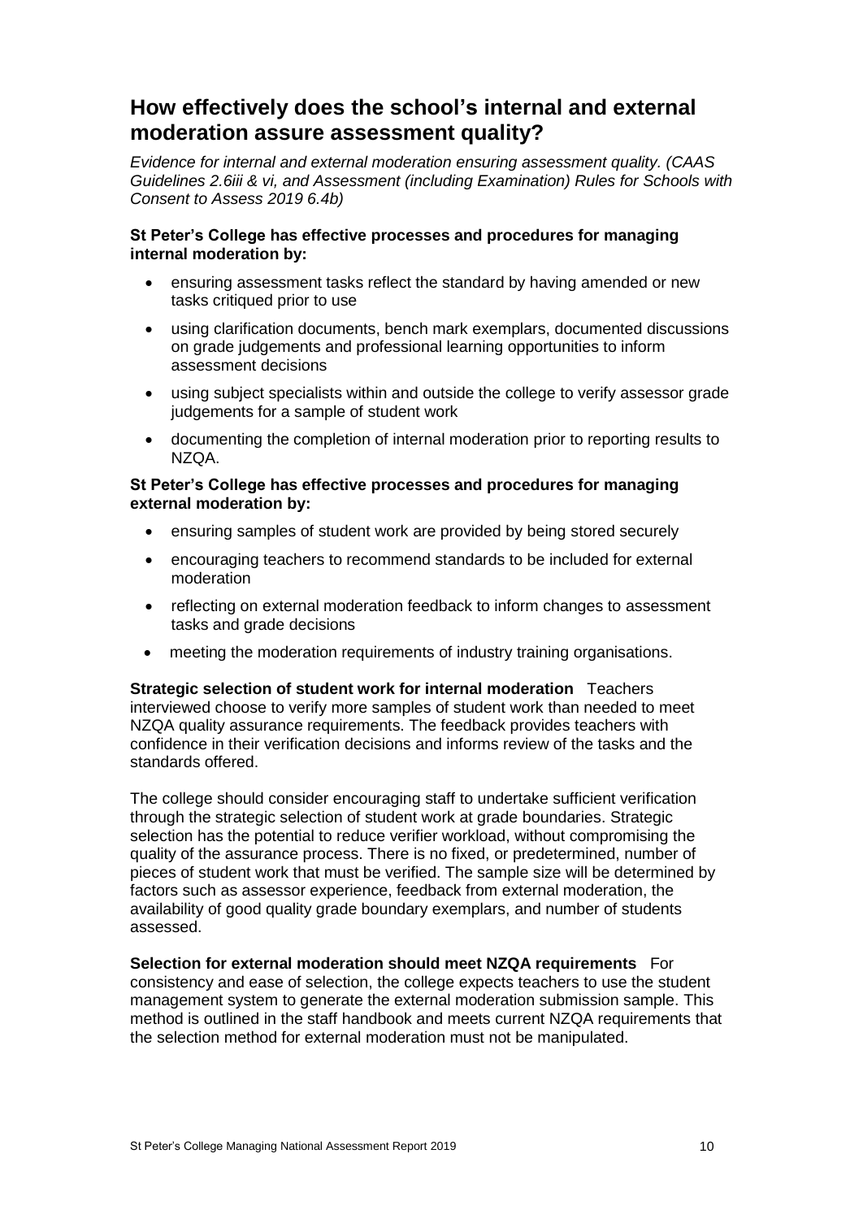## How effectively does the school's internal and external moderation assure assessment quality?

*Evidence for internal and external moderation ensuring assessment quality. (CAAS Guidelines 2.6iii & vi, and Assessment (including Examination) Rules for Schools with Consent to Assess 2019 6.4b)*

**St Peter's College has effective processes and procedures for managing internal moderation by:**

- ensuring assessment tasks reflect the standard by having amended or new tasks critiqued prior to use
- using clarification documents, bench mark exemplars, documented discussions on grade judgements and professional learning opportunities to inform assessment decisions
- using subject specialists within and outside the college to verify assessor grade judgements for a sample of student work
- documenting the completion of internal moderation prior to reporting results to NZQA.

**St Peter's College has effective processes and procedures for managing external moderation by:**

- ensuring samples of student work are provided by being stored securely
- encouraging teachers to recommend standards to be included for external moderation
- reflecting on external moderation feedback to inform changes to assessment tasks and grade decisions
- meeting the moderation requirements of industry training organisations.

**Strategic selection of student work for internal moderation** Teachers interviewed choose to verify more samples of student work than needed to meet NZQA quality assurance requirements. The feedback provides teachers with confidence in their verification decisions and informs review of the tasks and the standards offered.

The college should consider encouraging staff to undertake sufficient verification through the strategic selection of student work at grade boundaries. Strategic selection has the potential to reduce verifier workload, without compromising the quality of the assurance process. There is no fixed, or predetermined, number of pieces of student work that must be verified. The sample size will be determined by factors such as assessor experience, feedback from external moderation, the availability of good quality grade boundary exemplars, and number of students assessed.

**Selection for external moderation should meet NZQA requirements** For consistency and ease of selection, the college expects teachers to use the student management system to generate the external moderation submission sample. This method is outlined in the staff handbook and meets current NZQA requirements that the selection method for external moderation must not be manipulated.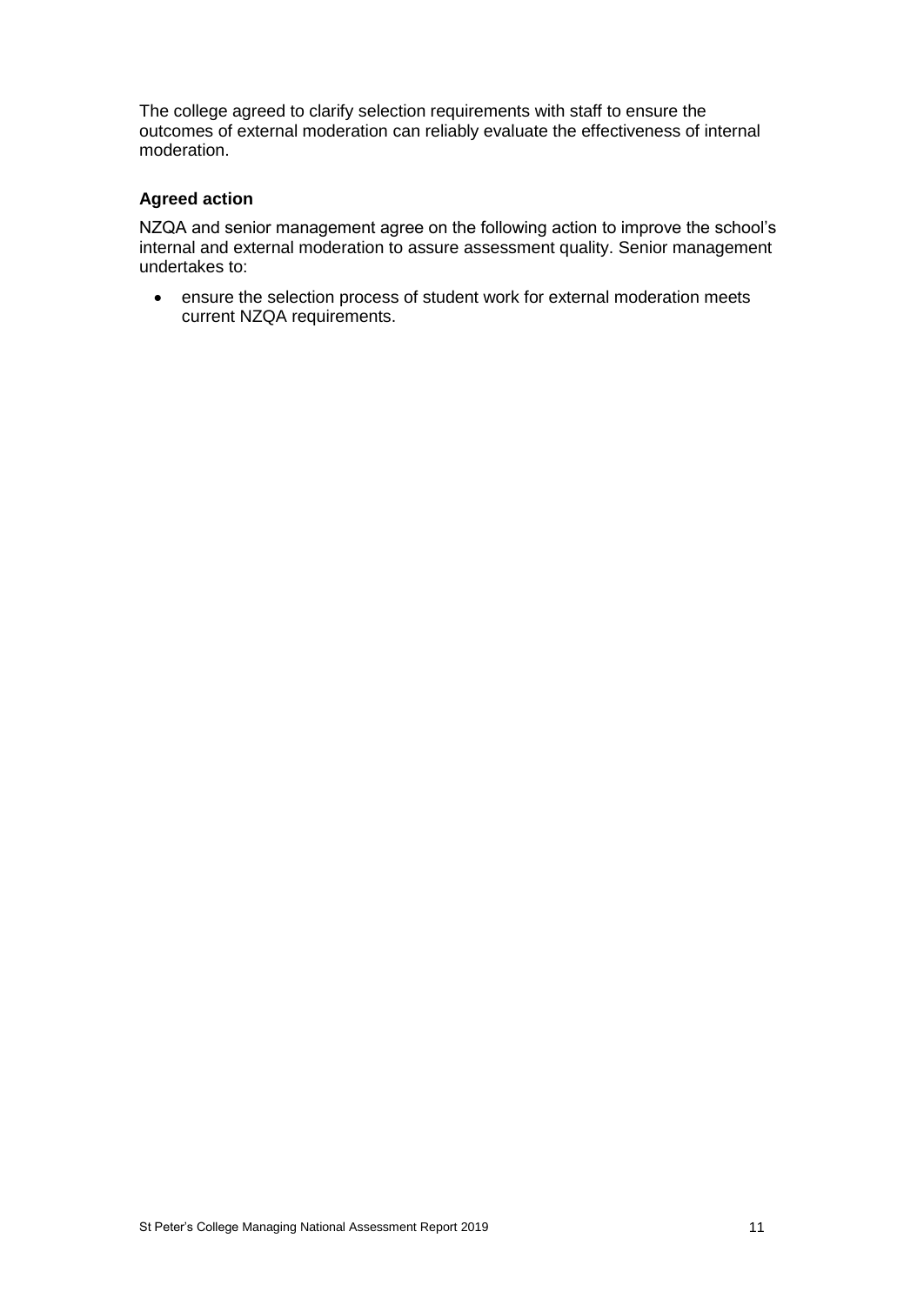The college agreed to clarify selection requirements with staff to ensure the outcomes of external moderation can reliably evaluate the effectiveness of internal moderation.

**Agreed action**

NZQA and senior management agree on the following action to improve the school's internal and external moderation to assure assessment quality. Senior management undertakes to:

- ensure the selection process of student work for external moderation meets current NZQA requirements.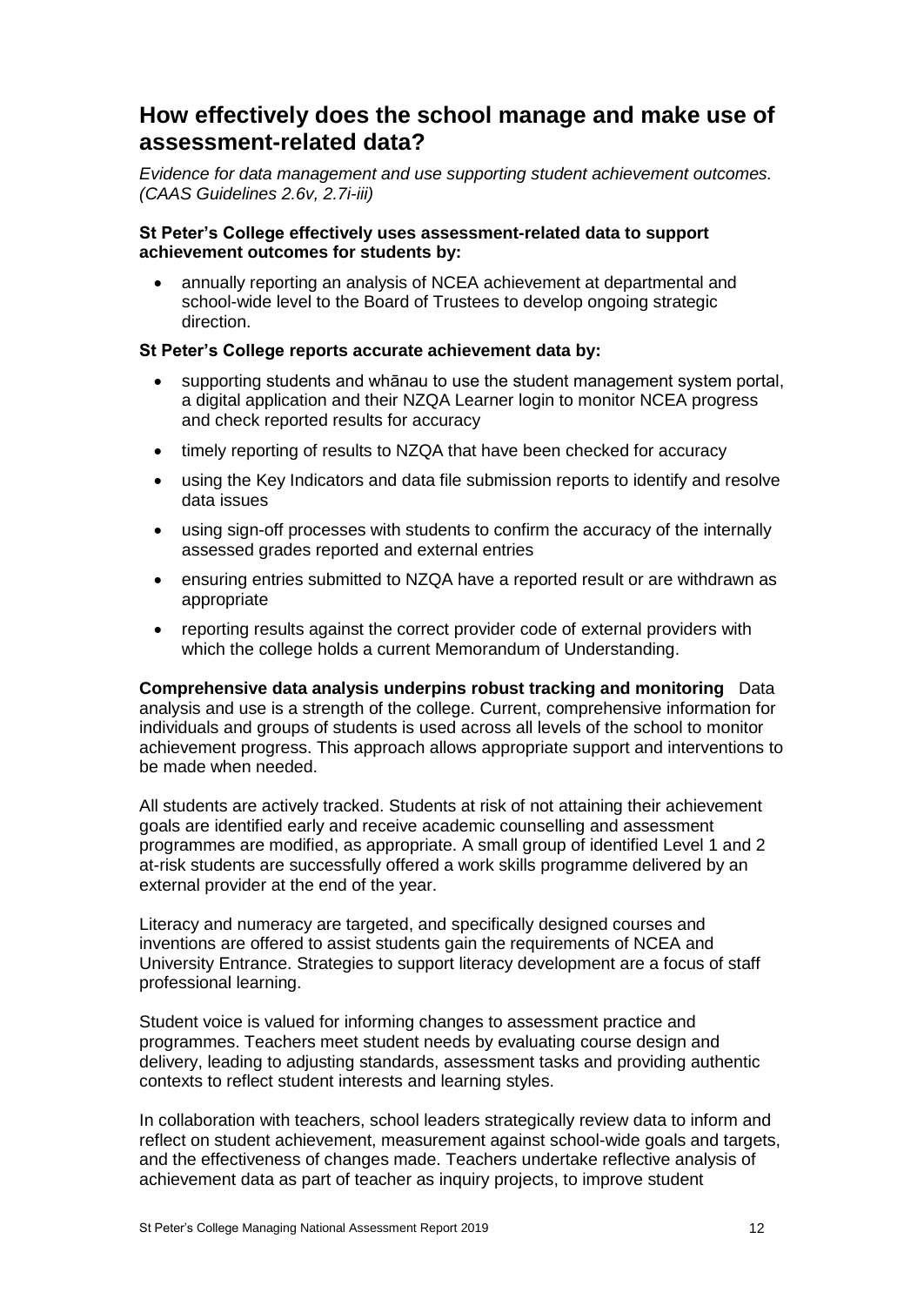## How effectively does the school manage and make use of assessment-related data?

*Evidence for data management and use supporting student achievement outcomes. (CAAS Guidelines 2.6v, 2.7i-iii)*

**St Peter's College effectively uses assessment-related data to support achievement outcomes for students by:**

- annually reporting an analysis of NCEA achievement at departmental and school-wide level to the Board of Trustees to develop ongoing strategic direction.

**St Peter's College reports accurate achievement data by:**

- supporting students and whānau to use the student management system portal, a digital application and their NZQA Learner login to monitor NCEA progress and check reported results for accuracy
- timely reporting of results to NZQA that have been checked for accuracy
- using the Key Indicators and data file submission reports to identify and resolve data issues
- using sign-off processes with students to confirm the accuracy of the internally assessed grades reported and external entries
- ensuring entries submitted to NZQA have a reported result or are withdrawn as appropriate
- reporting results against the correct provider code of external providers with which the college holds a current Memorandum of Understanding.

**Comprehensive data analysis underpins robust tracking and monitoring** Data analysis and use is a strength of the college. Current, comprehensive information for individuals and groups of students is used across all levels of the school to monitor achievement progress. This approach allows appropriate support and interventions to be made when needed.

All students are actively tracked. Students at risk of not attaining their achievement goals are identified early and receive academic counselling and assessment programmes are modified, as appropriate. A small group of identified Level 1 and 2 at-risk students are successfully offered a work skills programme delivered by an external provider at the end of the year.

Literacy and numeracy are targeted, and specifically designed courses and inventions are offered to assist students gain the requirements of NCEA and University Entrance. Strategies to support literacy development are a focus of staff professional learning.

Student voice is valued for informing changes to assessment practice and programmes. Teachers meet student needs by evaluating course design and delivery, leading to adjusting standards, assessment tasks and providing authentic contexts to reflect student interests and learning styles.

In collaboration with teachers, school leaders strategically review data to inform and reflect on student achievement, measurement against school-wide goals and targets, and the effectiveness of changes made. Teachers undertake reflective analysis of achievement data as part of teacher as inquiry projects, to improve student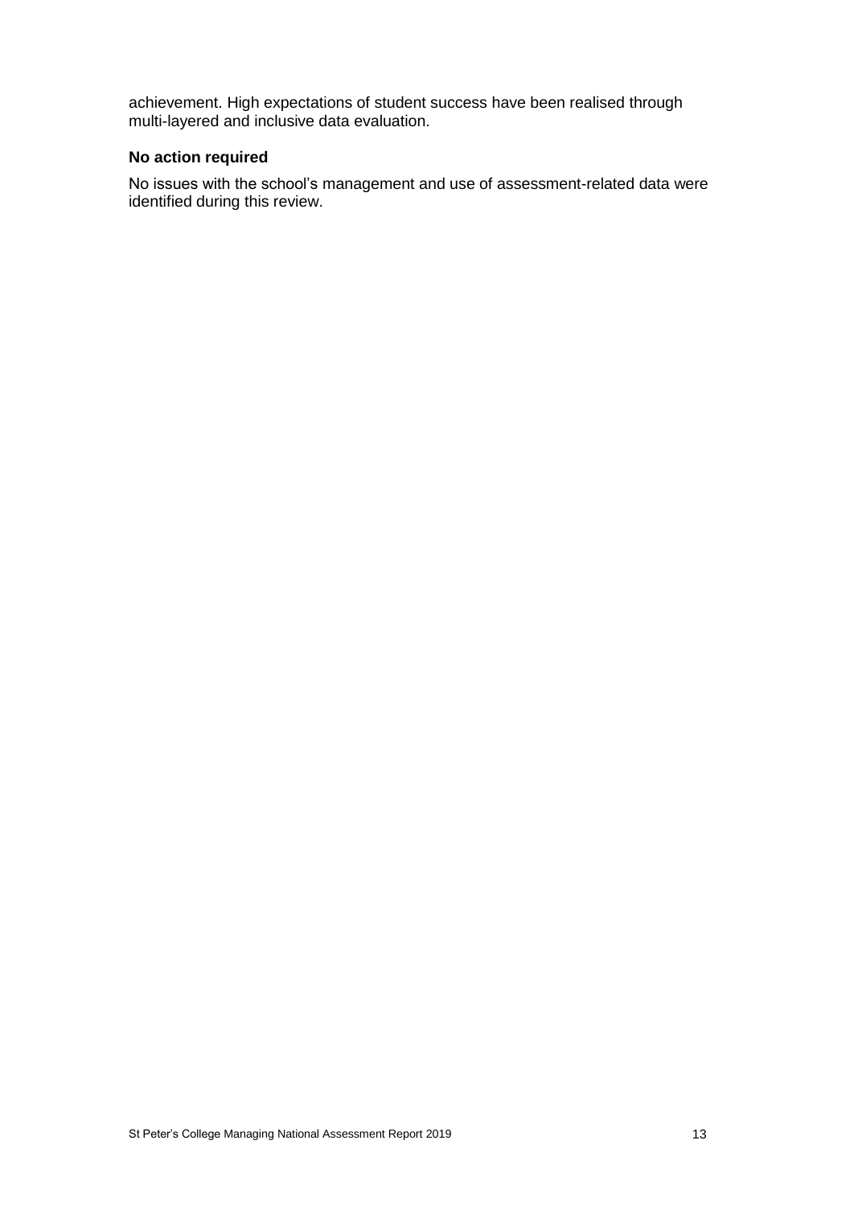achievement. High expectations of student success have been realised through multi-layered and inclusive data evaluation.

### No action required

No issues with the school's management and use of assessment-related data were identified during this review.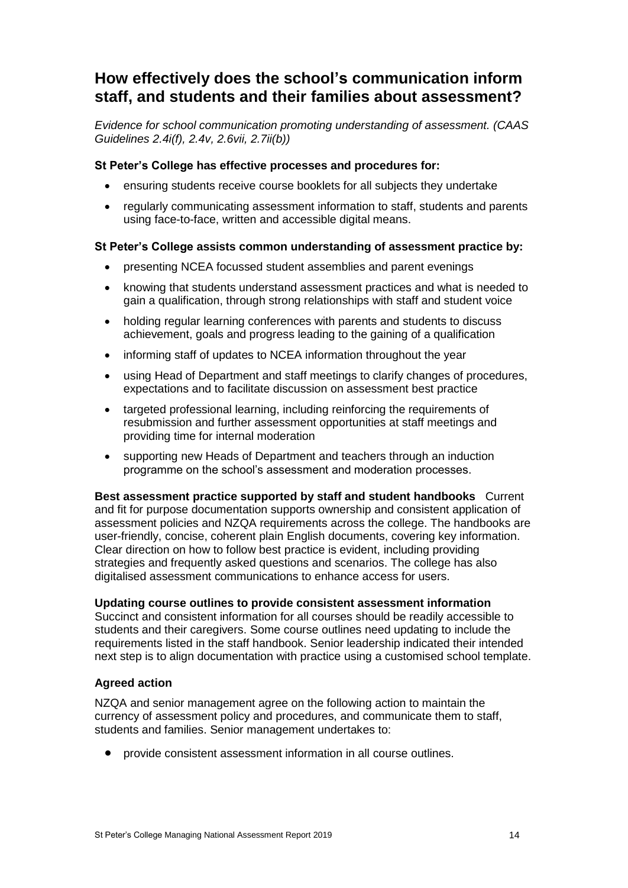## How effectively does the school's communication inform staff, and students and their families about assessment?

*Evidence for school communication promoting understanding of assessment. (CAAS Guidelines 2.4i(f), 2.4v, 2.6vii, 2.7ii(b))*

**St Peter's College has effective processes and procedures for:**

- ensuring students receive course booklets for all subjects they undertake
- regularly communicating assessment information to staff, students and parents using face-to-face, written and accessible digital means.

**St Peter's College assists common understanding of assessment practice by:**

- presenting NCEA focussed student assemblies and parent evenings
- knowing that students understand assessment practices and what is needed to gain a qualification, through strong relationships with staff and student voice
- holding regular learning conferences with parents and students to discuss achievement, goals and progress leading to the gaining of a qualification
- informing staff of updates to NCEA information throughout the year
- using Head of Department and staff meetings to clarify changes of procedures, expectations and to facilitate discussion on assessment best practice
- targeted professional learning, including reinforcing the requirements of resubmission and further assessment opportunities at staff meetings and providing time for internal moderation
- supporting new Heads of Department and teachers through an induction programme on the school's assessment and moderation processes.

**Best assessment practice supported by staff and student handbooks** Current and fit for purpose documentation supports ownership and consistent application of assessment policies and NZQA requirements across the college. The handbooks are user-friendly, concise, coherent plain English documents, covering key information. Clear direction on how to follow best practice is evident, including providing strategies and frequently asked questions and scenarios. The college has also digitalised assessment communications to enhance access for users.

**Updating course outlines to provide consistent assessment information**
Succinct and consistent information for all courses should be readily accessible to students and their caregivers. Some course outlines need updating to include the requirements listed in the staff handbook. Senior leadership indicated their intended next step is to align documentation with practice using a customised school template.

### Agreed action

NZQA and senior management agree on the following action to maintain the currency of assessment policy and procedures, and communicate them to staff, students and families. Senior management undertakes to:

- provide consistent assessment information in all course outlines.